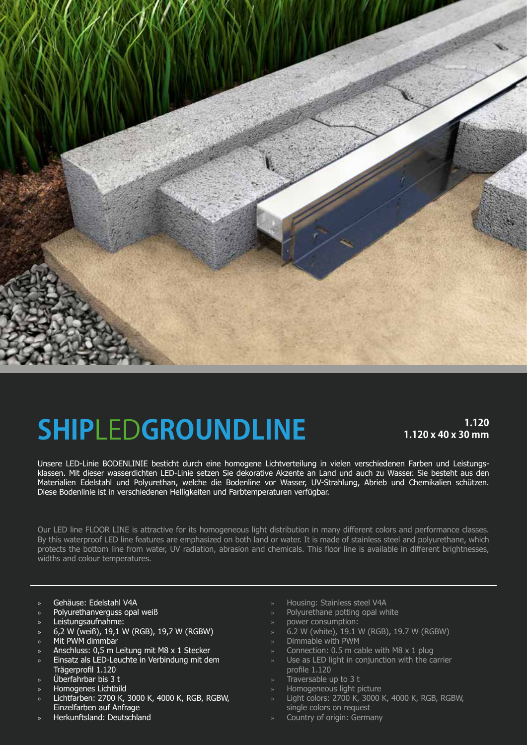# SHIPLEDGROUNDLINE

**1.120**
**1.120 x 40 x 30 mm**

Unsere LED-Linie BODENLINIE besticht durch eine homogene Lichtverteilung in vielen verschiedenen Farben und Leistungsklassen. Mit dieser wasserdichten LED-Linie setzen Sie dekorative Akzente an Land und auch zu Wasser. Sie besteht aus den Materialien Edelstahl und Polyurethan, welche die Bodenline vor Wasser, UV-Strahlung, Abrieb und Chemikalien schützen. Diese Bodenlinie ist in verschiedenen Helligkeiten und Farbtemperaturen verfügbar.

Our LED line FLOOR LINE is attractive for its homogeneous light distribution in many different colors and performance classes. By this waterproof LED line features are emphasized on both land or water. It is made of stainless steel and polyurethane, which protects the bottom line from water, UV radiation, abrasion and chemicals. This floor line is available in different brightnesses, widths and colour temperatures.

- Gehäuse: Edelstahl V4A
- Polyurethanverguss opal weiß
- Leistungsaufnahme:
- 6,2 W (weiß), 19,1 W (RGB), 19,7 W (RGBW)
- Mit PWM dimmbar
- Anschluss: 0,5 m Leitung mit M8 x 1 Stecker
- Einsatz als LED-Leuchte in Verbindung mit dem Trägerprofil 1.120
- Überfahrbar bis 3 t
- Homogenes Lichtbild
- Lichtfarben: 2700 K, 3000 K, 4000 K, RGB, RGBW, Einzelfarben auf Anfrage
- Herkunftsland: Deutschland

- Housing: Stainless steel V4A
- Polyurethane potting opal white
- power consumption:
- 6.2 W (white), 19.1 W (RGB), 19.7 W (RGBW)
- Dimmable with PWM
- Connection: 0.5 m cable with M8 x 1 plug
- Use as LED light in conjunction with the carrier profile 1.120
- Traversable up to 3 t
- Homogeneous light picture
- Light colors: 2700 K, 3000 K, 4000 K, RGB, RGBW, single colors on request
- Country of origin: Germany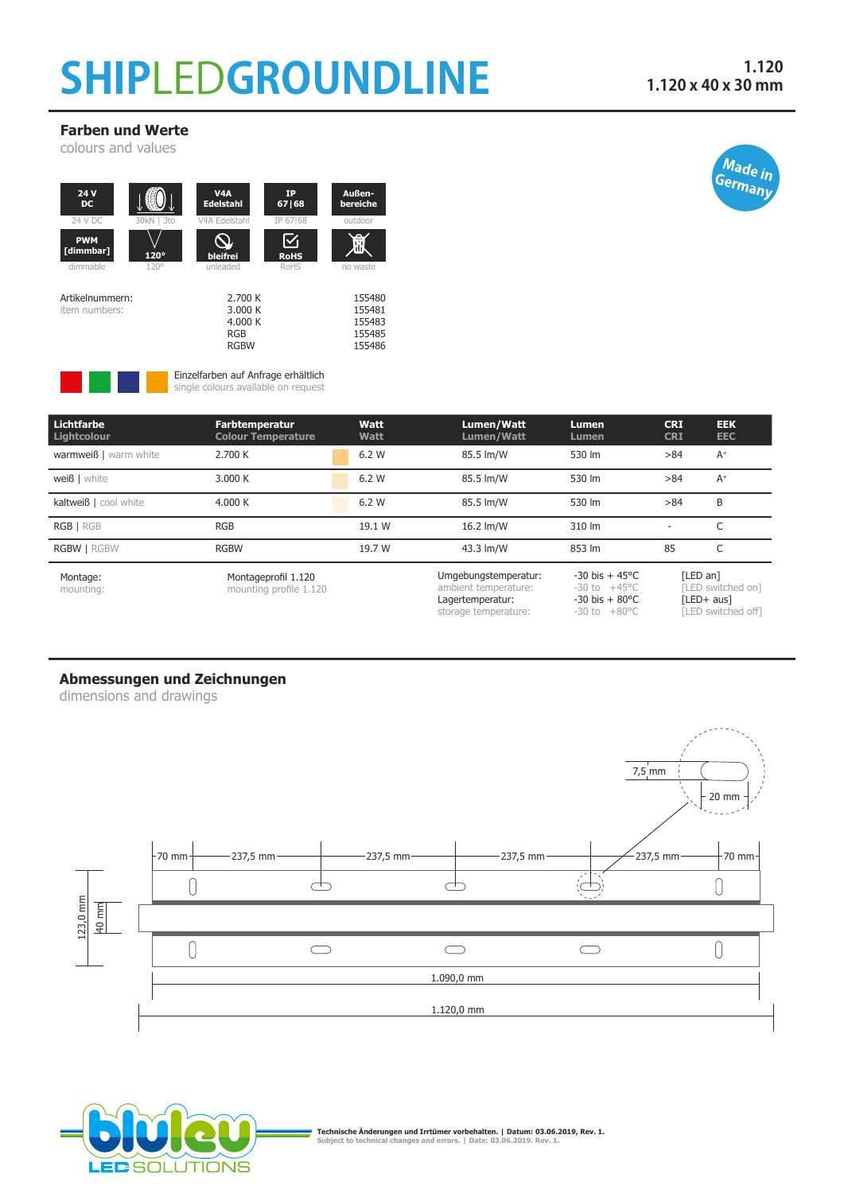# SHIPLEDGROUNDLINE

**1.120**
**1.120 x 40 x 30 mm**

## Farben und Werte
colours and values

Made in Germany

| | | | | |
|---|---|---|---|---|
| 24 V DC | 30kN \| 3to | V4A Edelstahl | IP 67\|68 | Außenbereiche |
| 24 V DC | 30kN \| 3to | V4A Edelstahl | IP 67\|68 | outdoor |
| PWM [dimmbar] | 120° | bleifrei | RoHS | |
| dimmable | 120° | unleaded | RoHS | no waste |

| Artikelnummern: item numbers: | | |
|---|---|---|
| | 2.700 K | 155480 |
| | 3.000 K | 155481 |
| | 4.000 K | 155483 |
| | RGB | 155485 |
| | RGBW | 155486 |

Einzelfarben auf Anfrage erhältlich
single colours available on request

| Lichtfarbe Lightcolour | Farbtemperatur Colour Temperature | Watt Watt | Lumen/Watt Lumen/Watt | Lumen Lumen | CRI CRI | EEK EEC |
|---|---|---|---|---|---|---|
| warmweiß \| warm white | 2.700 K | 6.2 W | 85.5 lm/W | 530 lm | >84 | A+ |
| weiß \| white | 3.000 K | 6.2 W | 85.5 lm/W | 530 lm | >84 | A+ |
| kaltweiß \| cool white | 4.000 K | 6.2 W | 85.5 lm/W | 530 lm | >84 | B |
| RGB \| RGB | RGB | 19.1 W | 16.2 lm/W | 310 lm | - | C |
| RGBW \| RGBW | RGBW | 19.7 W | 43.3 lm/W | 853 lm | 85 | C |

| | | | | |
|---|---|---|---|---|
| Montage: mounting: | Montageprofil 1.120 mounting profile 1.120 | Umgebungstemperatur: ambient temperature: | -30 bis + 45°C -30 to +45°C | [LED an] [LED switched on] |
| | | Lagertemperatur: storage temperature: | -30 bis + 80°C -30 to +80°C | [LED+ aus] [LED switched off] |

## Abmessungen und Zeichnungen
dimensions and drawings

7,5 mm
20 mm
70 mm
237,5 mm
237,5 mm
237,5 mm
237,5 mm
70 mm
123,0 mm
40 mm
1.090,0 mm
1.120,0 mm

bluleu LED SOLUTIONS

**Technische Änderungen und Irrtümer vorbehalten. | Datum: 03.06.2019, Rev. 1.**
**Subject to technical changes and errors. | Date: 03.06.2019. Rev. 1.**